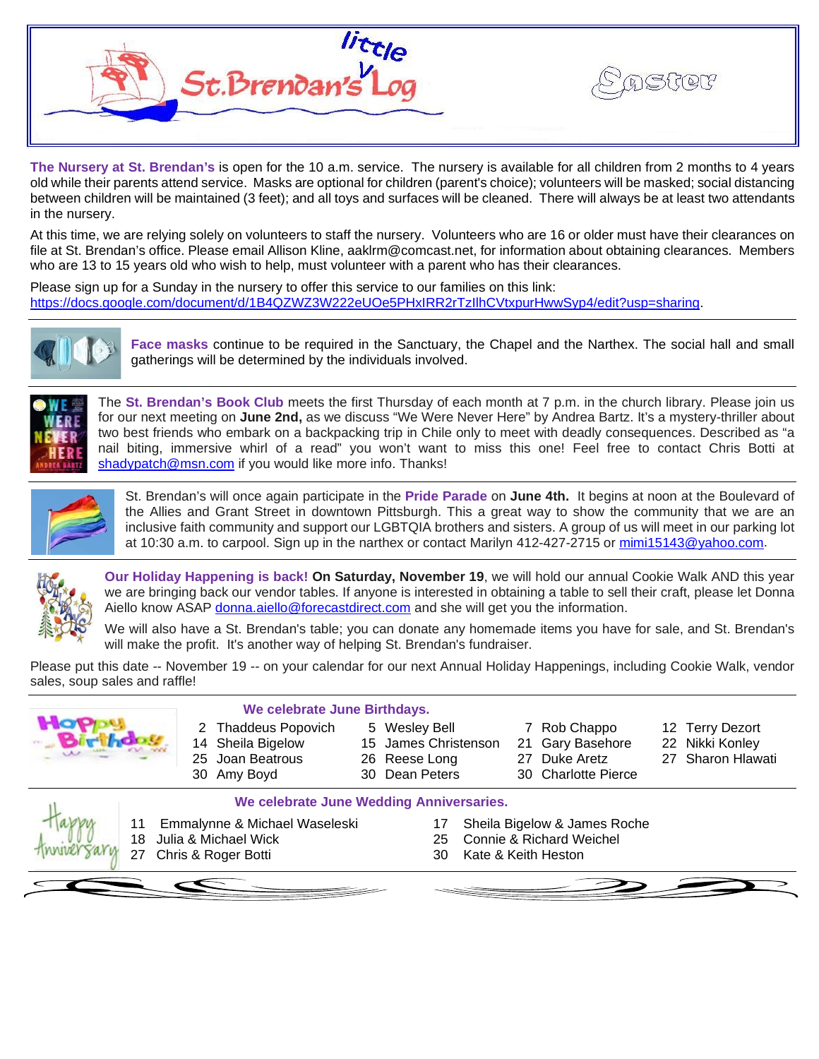# little St. Brendan's Log

Easter

**The Nursery at St. Brendan's** is open for the 10 a.m. service. The nursery is available for all children from 2 months to 4 years old while their parents attend service. Masks are optional for children (parent's choice); volunteers will be masked; social distancing between children will be maintained (3 feet); and all toys and surfaces will be cleaned. There will always be at least two attendants in the nursery.

At this time, we are relying solely on volunteers to staff the nursery. Volunteers who are 16 or older must have their clearances on file at St. Brendan's office. Please email Allison Kline, aaklrm@comcast.net, for information about obtaining clearances. Members who are 13 to 15 years old who wish to help, must volunteer with a parent who has their clearances.

Please sign up for a Sunday in the nursery to offer this service to our families on this link: https://docs.google.com/document/d/1B4QZWZ3W222eUOe5PHxIRR2rTzIlhCVtxpurHwwSyp4/edit?usp=sharing.

---

**Face masks** continue to be required in the Sanctuary, the Chapel and the Narthex. The social hall and small gatherings will be determined by the individuals involved.

---

The **St. Brendan's Book Club** meets the first Thursday of each month at 7 p.m. in the church library. Please join us for our next meeting on **June 2nd,** as we discuss "We Were Never Here" by Andrea Bartz. It's a mystery-thriller about two best friends who embark on a backpacking trip in Chile only to meet with deadly consequences. Described as "a nail biting, immersive whirl of a read" you won't want to miss this one! Feel free to contact Chris Botti at shadypatch@msn.com if you would like more info. Thanks!

---

St. Brendan's will once again participate in the **Pride Parade** on **June 4th.** It begins at noon at the Boulevard of the Allies and Grant Street in downtown Pittsburgh. This a great way to show the community that we are an inclusive faith community and support our LGBTQIA brothers and sisters. A group of us will meet in our parking lot at 10:30 a.m. to carpool. Sign up in the narthex or contact Marilyn 412-427-2715 or mimi15143@yahoo.com.

---

**Our Holiday Happening is back! On Saturday, November 19**, we will hold our annual Cookie Walk AND this year we are bringing back our vendor tables. If anyone is interested in obtaining a table to sell their craft, please let Donna Aiello know ASAP donna.aiello@forecastdirect.com and she will get you the information.

We will also have a St. Brendan's table; you can donate any homemade items you have for sale, and St. Brendan's will make the profit. It's another way of helping St. Brendan's fundraiser.

Please put this date -- November 19 -- on your calendar for our next Annual Holiday Happenings, including Cookie Walk, vendor sales, soup sales and raffle!

---

## We celebrate June Birthdays.

- 2 Thaddeus Popovich
- 5 Wesley Bell
- 7 Rob Chappo
- 12 Terry Dezort
- 14 Sheila Bigelow
- 15 James Christenson
- 21 Gary Basehore
- 22 Nikki Konley
- 25 Joan Beatrous
- 26 Reese Long
- 27 Duke Aretz
- 27 Sharon Hlawati
- 30 Amy Boyd
- 30 Dean Peters
- 30 Charlotte Pierce

---

## We celebrate June Wedding Anniversaries.

- 11 Emmalynne & Michael Waseleski
- 17 Sheila Bigelow & James Roche
- 18 Julia & Michael Wick
- 25 Connie & Richard Weichel
- 27 Chris & Roger Botti
- 30 Kate & Keith Heston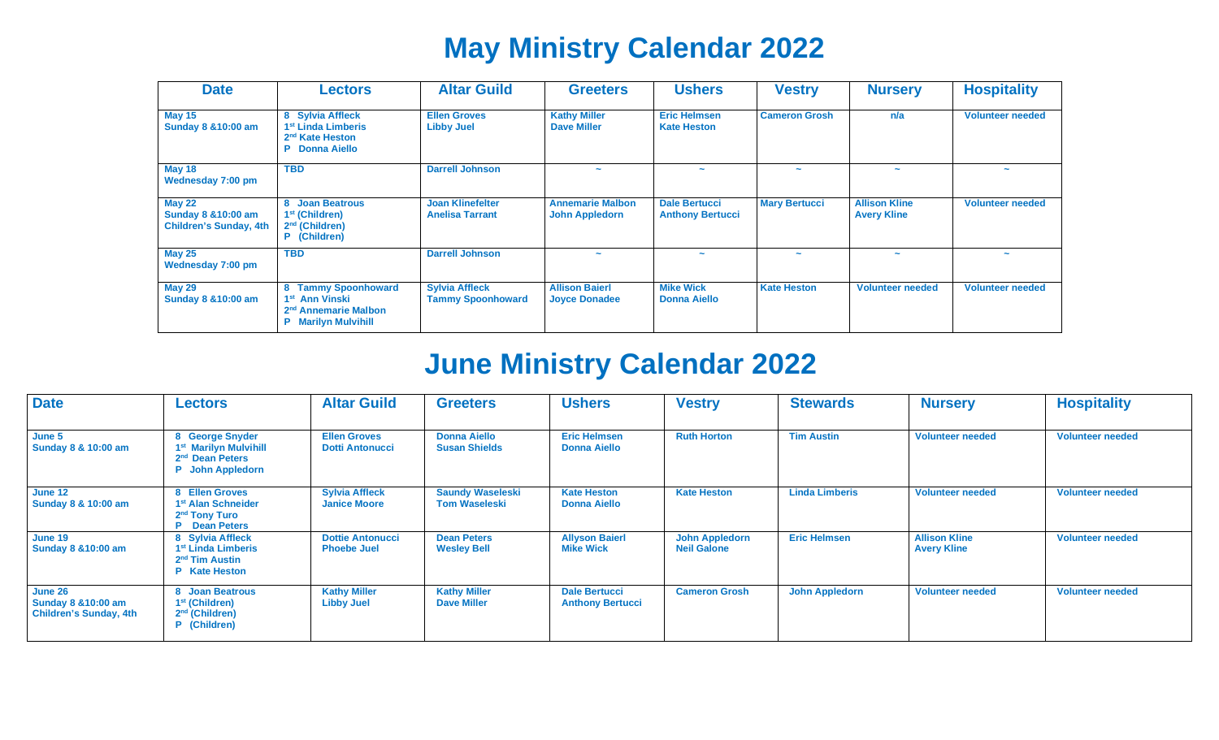# May Ministry Calendar 2022

| Date | Lectors | Altar Guild | Greeters | Ushers | Vestry | Nursery | Hospitality |
|---|---|---|---|---|---|---|---|
| May 15<br>Sunday 8 &10:00 am | 8 Sylvia Affleck<br>1st Linda Limberis<br>2nd Kate Heston<br>P Donna Aiello | Ellen Groves<br>Libby Juel | Kathy Miller<br>Dave Miller | Eric Helmsen<br>Kate Heston | Cameron Grosh | n/a | Volunteer needed |
| May 18<br>Wednesday 7:00 pm | TBD | Darrell Johnson | ~ | ~ | ~ | ~ | ~ |
| May 22<br>Sunday 8 &10:00 am<br>Children's Sunday, 4th | 8 Joan Beatrous<br>1st (Children)<br>2nd (Children)<br>P (Children) | Joan Klinefelter<br>Anelisa Tarrant | Annemarie Malbon<br>John Appledorn | Dale Bertucci<br>Anthony Bertucci | Mary Bertucci | Allison Kline<br>Avery Kline | Volunteer needed |
| May 25<br>Wednesday 7:00 pm | TBD | Darrell Johnson | ~ | ~ | ~ | ~ | ~ |
| May 29<br>Sunday 8 &10:00 am | 8 Tammy Spoonhoward<br>1st Ann Vinski<br>2nd Annemarie Malbon<br>P Marilyn Mulvihill | Sylvia Affleck<br>Tammy Spoonhoward | Allison Baierl<br>Joyce Donadee | Mike Wick<br>Donna Aiello | Kate Heston | Volunteer needed | Volunteer needed |

# June Ministry Calendar 2022

| Date | Lectors | Altar Guild | Greeters | Ushers | Vestry | Stewards | Nursery | Hospitality |
|---|---|---|---|---|---|---|---|---|
| June 5<br>Sunday 8 & 10:00 am | 8 George Snyder<br>1st Marilyn Mulvihill<br>2nd Dean Peters<br>P John Appledorn | Ellen Groves<br>Dotti Antonucci | Donna Aiello<br>Susan Shields | Eric Helmsen<br>Donna Aiello | Ruth Horton | Tim Austin | Volunteer needed | Volunteer needed |
| June 12<br>Sunday 8 & 10:00 am | 8 Ellen Groves<br>1st Alan Schneider<br>2nd Tony Turo<br>P Dean Peters | Sylvia Affleck<br>Janice Moore | Saundy Waseleski<br>Tom Waseleski | Kate Heston<br>Donna Aiello | Kate Heston | Linda Limberis | Volunteer needed | Volunteer needed |
| June 19<br>Sunday 8 &10:00 am | 8 Sylvia Affleck<br>1st Linda Limberis<br>2nd Tim Austin<br>P Kate Heston | Dottie Antonucci<br>Phoebe Juel | Dean Peters<br>Wesley Bell | Allyson Baierl<br>Mike Wick | John Appledorn<br>Neil Galone | Eric Helmsen | Allison Kline<br>Avery Kline | Volunteer needed |
| June 26<br>Sunday 8 &10:00 am<br>Children's Sunday, 4th | 8 Joan Beatrous<br>1st (Children)<br>2nd (Children)<br>P (Children) | Kathy Miller<br>Libby Juel | Kathy Miller<br>Dave Miller | Dale Bertucci<br>Anthony Bertucci | Cameron Grosh | John Appledorn | Volunteer needed | Volunteer needed |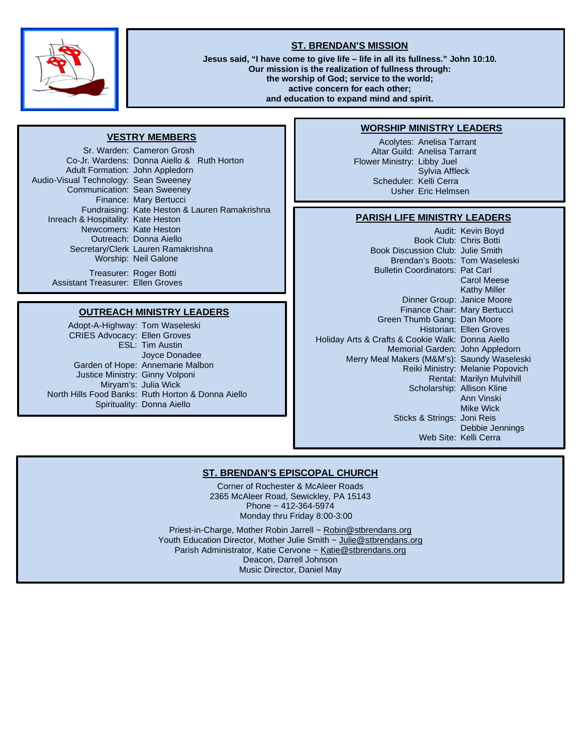## ST. BRENDAN'S MISSION

**Jesus said, "I have come to give life – life in all its fullness." John 10:10.**
**Our mission is the realization of fullness through:**
**the worship of God; service to the world;**
**active concern for each other;**
**and education to expand mind and spirit.**

## VESTRY MEMBERS

Sr. Warden: Cameron Grosh
Co-Jr. Wardens: Donna Aiello & Ruth Horton
Adult Formation: John Appledorn
Audio-Visual Technology: Sean Sweeney
Communication: Sean Sweeney
Finance: Mary Bertucci
Fundraising: Kate Heston & Lauren Ramakrishna
Inreach & Hospitality: Kate Heston
Newcomers: Kate Heston
Outreach: Donna Aiello
Secretary/Clerk Lauren Ramakrishna
Worship: Neil Galone

Treasurer: Roger Botti
Assistant Treasurer: Ellen Groves

## OUTREACH MINISTRY LEADERS

Adopt-A-Highway: Tom Waseleski
CRIES Advocacy: Ellen Groves
ESL: Tim Austin
Joyce Donadee
Garden of Hope: Annemarie Malbon
Justice Ministry: Ginny Volponi
Miryam's: Julia Wick
North Hills Food Banks: Ruth Horton & Donna Aiello
Spirituality: Donna Aiello

## WORSHIP MINISTRY LEADERS

Acolytes: Anelisa Tarrant
Altar Guild: Anelisa Tarrant
Flower Ministry: Libby Juel
Sylvia Affleck
Scheduler: Kelli Cerra
Usher Eric Helmsen

## PARISH LIFE MINISTRY LEADERS

Audit: Kevin Boyd
Book Club: Chris Botti
Book Discussion Club: Julie Smith
Brendan's Boots: Tom Waseleski
Bulletin Coordinators: Pat Carl
Carol Meese
Kathy Miller
Dinner Group: Janice Moore
Finance Chair: Mary Bertucci
Green Thumb Gang: Dan Moore
Historian: Ellen Groves
Holiday Arts & Crafts & Cookie Walk: Donna Aiello
Memorial Garden: John Appledorn
Merry Meal Makers (M&M's): Saundy Waseleski
Reiki Ministry: Melanie Popovich
Rental: Marilyn Mulvihill
Scholarship: Allison Kline
Ann Vinski
Mike Wick
Sticks & Strings: Joni Reis
Debbie Jennings
Web Site: Kelli Cerra

## ST. BRENDAN'S EPISCOPAL CHURCH

Corner of Rochester & McAleer Roads
2365 McAleer Road, Sewickley, PA 15143
Phone ~ 412-364-5974
Monday thru Friday 8:00-3:00

Priest-in-Charge, Mother Robin Jarrell ~ Robin@stbrendans.org
Youth Education Director, Mother Julie Smith ~ Julie@stbrendans.org
Parish Administrator, Katie Cervone ~ Katie@stbrendans.org
Deacon, Darrell Johnson
Music Director, Daniel May